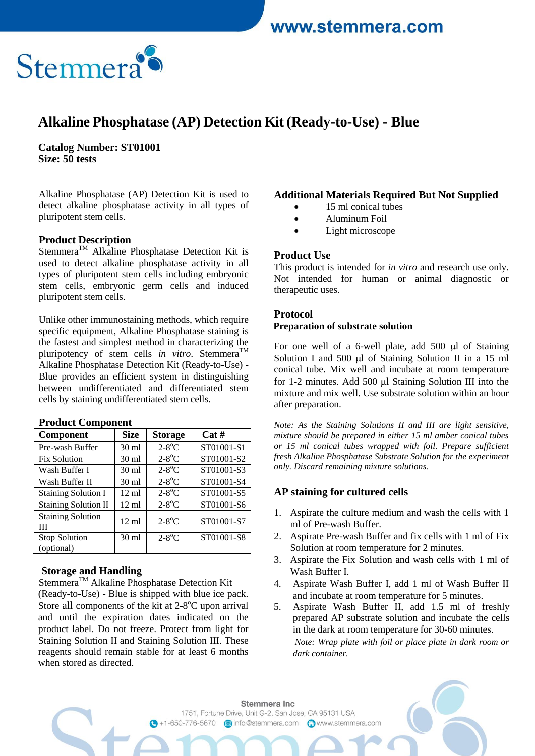# Alkaline Phosphatase (AP) Detection Kit (Ready-to-Use) - Blue

**Catalog Number: ST01001**
**Size: 50 tests**

Alkaline Phosphatase (AP) Detection Kit is used to detect alkaline phosphatase activity in all types of pluripotent stem cells.

## Product Description

Stemmera™ Alkaline Phosphatase Detection Kit is used to detect alkaline phosphatase activity in all types of pluripotent stem cells including embryonic stem cells, embryonic germ cells and induced pluripotent stem cells.

Unlike other immunostaining methods, which require specific equipment, Alkaline Phosphatase staining is the fastest and simplest method in characterizing the pluripotency of stem cells *in vitro*. Stemmera™ Alkaline Phosphatase Detection Kit (Ready-to-Use) - Blue provides an efficient system in distinguishing between undifferentiated and differentiated stem cells by staining undifferentiated stem cells.

## Product Component

| Component | Size | Storage | Cat # |
|---|---|---|---|
| Pre-wash Buffer | 30 ml | 2-8°C | ST01001-S1 |
| Fix Solution | 30 ml | 2-8°C | ST01001-S2 |
| Wash Buffer I | 30 ml | 2-8°C | ST01001-S3 |
| Wash Buffer II | 30 ml | 2-8°C | ST01001-S4 |
| Staining Solution I | 12 ml | 2-8°C | ST01001-S5 |
| Staining Solution II | 12 ml | 2-8°C | ST01001-S6 |
| Staining Solution III | 12 ml | 2-8°C | ST01001-S7 |
| Stop Solution (optional) | 30 ml | 2-8°C | ST01001-S8 |

## Storage and Handling

Stemmera™ Alkaline Phosphatase Detection Kit (Ready-to-Use) - Blue is shipped with blue ice pack. Store all components of the kit at 2-8°C upon arrival and until the expiration dates indicated on the product label. Do not freeze. Protect from light for Staining Solution II and Staining Solution III. These reagents should remain stable for at least 6 months when stored as directed.

## Additional Materials Required But Not Supplied

- 15 ml conical tubes
- Aluminum Foil
- Light microscope

## Product Use

This product is intended for *in vitro* and research use only. Not intended for human or animal diagnostic or therapeutic uses.

## Protocol

### Preparation of substrate solution

For one well of a 6-well plate, add 500 µl of Staining Solution I and 500 µl of Staining Solution II in a 15 ml conical tube. Mix well and incubate at room temperature for 1-2 minutes. Add 500 µl Staining Solution III into the mixture and mix well. Use substrate solution within an hour after preparation.

*Note: As the Staining Solutions II and III are light sensitive, mixture should be prepared in either 15 ml amber conical tubes or 15 ml conical tubes wrapped with foil. Prepare sufficient fresh Alkaline Phosphatase Substrate Solution for the experiment only. Discard remaining mixture solutions.*

### AP staining for cultured cells

1. Aspirate the culture medium and wash the cells with 1 ml of Pre-wash Buffer.
2. Aspirate Pre-wash Buffer and fix cells with 1 ml of Fix Solution at room temperature for 2 minutes.
3. Aspirate the Fix Solution and wash cells with 1 ml of Wash Buffer I.
4. Aspirate Wash Buffer I, add 1 ml of Wash Buffer II and incubate at room temperature for 5 minutes.
5. Aspirate Wash Buffer II, add 1.5 ml of freshly prepared AP substrate solution and incubate the cells in the dark at room temperature for 30-60 minutes.

   *Note: Wrap plate with foil or place plate in dark room or dark container.*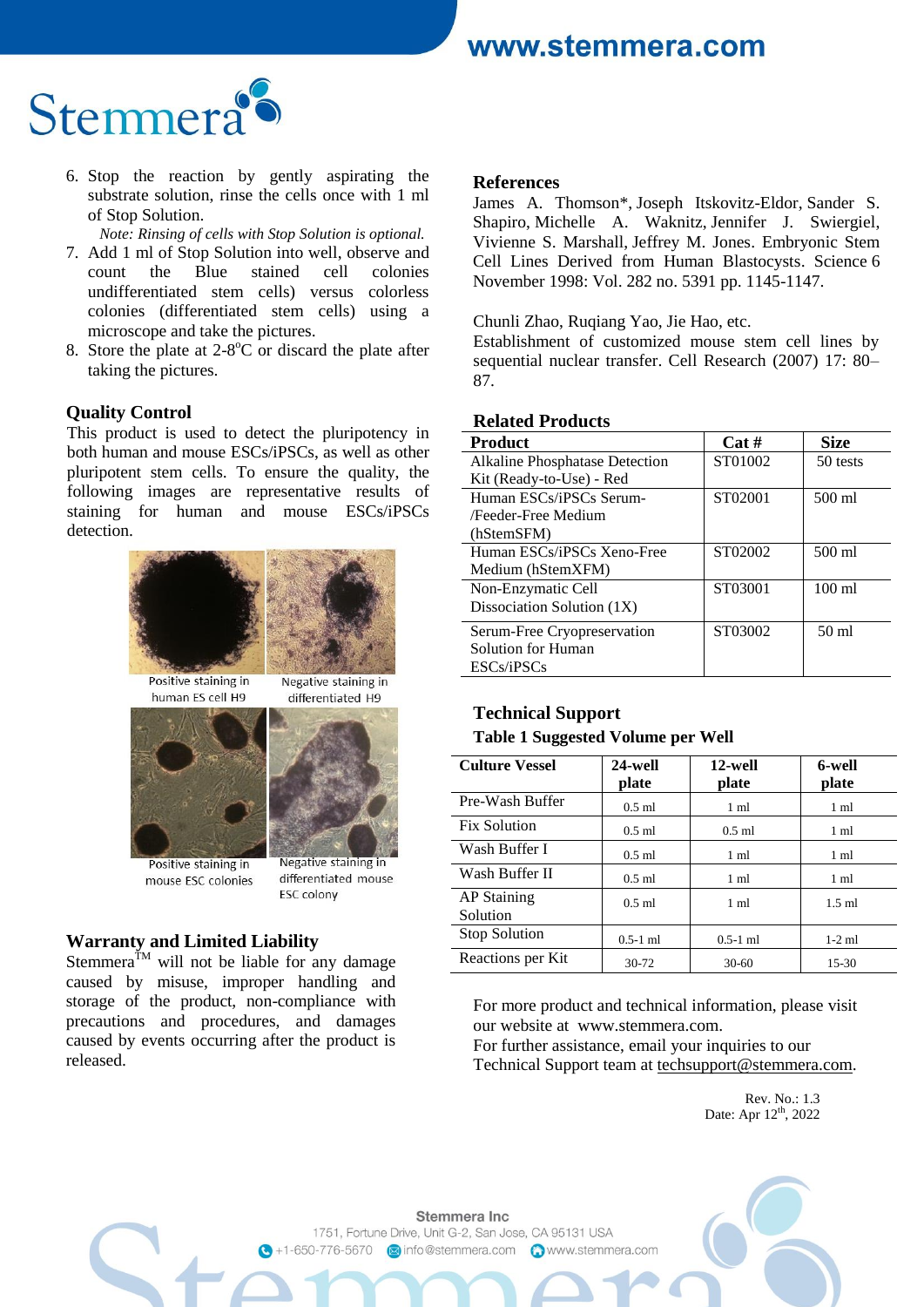6. Stop the reaction by gently aspirating the substrate solution, rinse the cells once with 1 ml of Stop Solution.
   *Note: Rinsing of cells with Stop Solution is optional.*
7. Add 1 ml of Stop Solution into well, observe and count the Blue stained cell colonies undifferentiated stem cells) versus colorless colonies (differentiated stem cells) using a microscope and take the pictures.
8. Store the plate at 2-8°C or discard the plate after taking the pictures.

## Quality Control

This product is used to detect the pluripotency in both human and mouse ESCs/iPSCs, as well as other pluripotent stem cells. To ensure the quality, the following images are representative results of staining for human and mouse ESCs/iPSCs detection.

Positive staining in human ES cell H9

Negative staining in differentiated H9

Positive staining in mouse ESC colonies

Negative staining in differentiated mouse ESC colony

## Warranty and Limited Liability

Stemmera™ will not be liable for any damage caused by misuse, improper handling and storage of the product, non-compliance with precautions and procedures, and damages caused by events occurring after the product is released.

## References

James A. Thomson*, Joseph Itskovitz-Eldor, Sander S. Shapiro, Michelle A. Waknitz, Jennifer J. Swiergiel, Vivienne S. Marshall, Jeffrey M. Jones. Embryonic Stem Cell Lines Derived from Human Blastocysts. Science 6 November 1998: Vol. 282 no. 5391 pp. 1145-1147.

Chunli Zhao, Ruqiang Yao, Jie Hao, etc.
Establishment of customized mouse stem cell lines by sequential nuclear transfer. Cell Research (2007) 17: 80–87.

## Related Products

| Product | Cat # | Size |
|---|---|---|
| Alkaline Phosphatase Detection Kit (Ready-to-Use) - Red | ST01002 | 50 tests |
| Human ESCs/iPSCs Serum-/Feeder-Free Medium (hStemSFM) | ST02001 | 500 ml |
| Human ESCs/iPSCs Xeno-Free Medium (hStemXFM) | ST02002 | 500 ml |
| Non-Enzymatic Cell Dissociation Solution (1X) | ST03001 | 100 ml |
| Serum-Free Cryopreservation Solution for Human ESCs/iPSCs | ST03002 | 50 ml |

## Technical Support

### Table 1 Suggested Volume per Well

| Culture Vessel | 24-well plate | 12-well plate | 6-well plate |
|---|---|---|---|
| Pre-Wash Buffer | 0.5 ml | 1 ml | 1 ml |
| Fix Solution | 0.5 ml | 0.5 ml | 1 ml |
| Wash Buffer I | 0.5 ml | 1 ml | 1 ml |
| Wash Buffer II | 0.5 ml | 1 ml | 1 ml |
| AP Staining Solution | 0.5 ml | 1 ml | 1.5 ml |
| Stop Solution | 0.5-1 ml | 0.5-1 ml | 1-2 ml |
| Reactions per Kit | 30-72 | 30-60 | 15-30 |

For more product and technical information, please visit our website at www.stemmera.com.
For further assistance, email your inquiries to our Technical Support team at techsupport@stemmera.com.

Rev. No.: 1.3
Date: Apr 12th, 2022